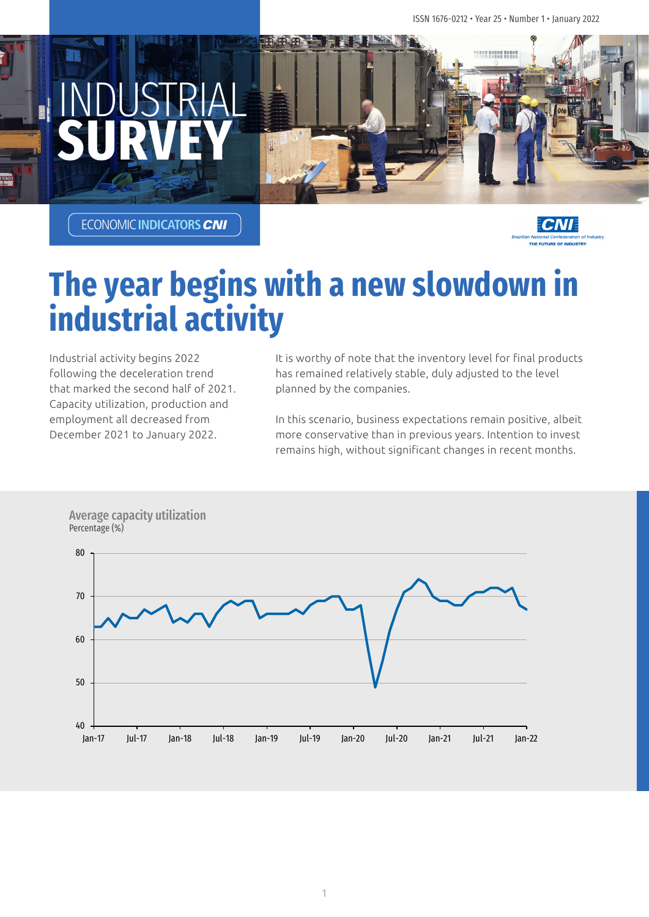ISSN 1676-0212 • Year 25 • Number 1 • January 2022

# INDUSTRIAL SURVEY

ECONOMIC INDICATORS CNI

# The year begins with a new slowdown in industrial activity

Industrial activity begins 2022 following the deceleration trend that marked the second half of 2021. Capacity utilization, production and employment all decreased from December 2021 to January 2022.

It is worthy of note that the inventory level for final products has remained relatively stable, duly adjusted to the level planned by the companies.

In this scenario, business expectations remain positive, albeit more conservative than in previous years. Intention to invest remains high, without significant changes in recent months.

**Average capacity utilization**
Percentage (%)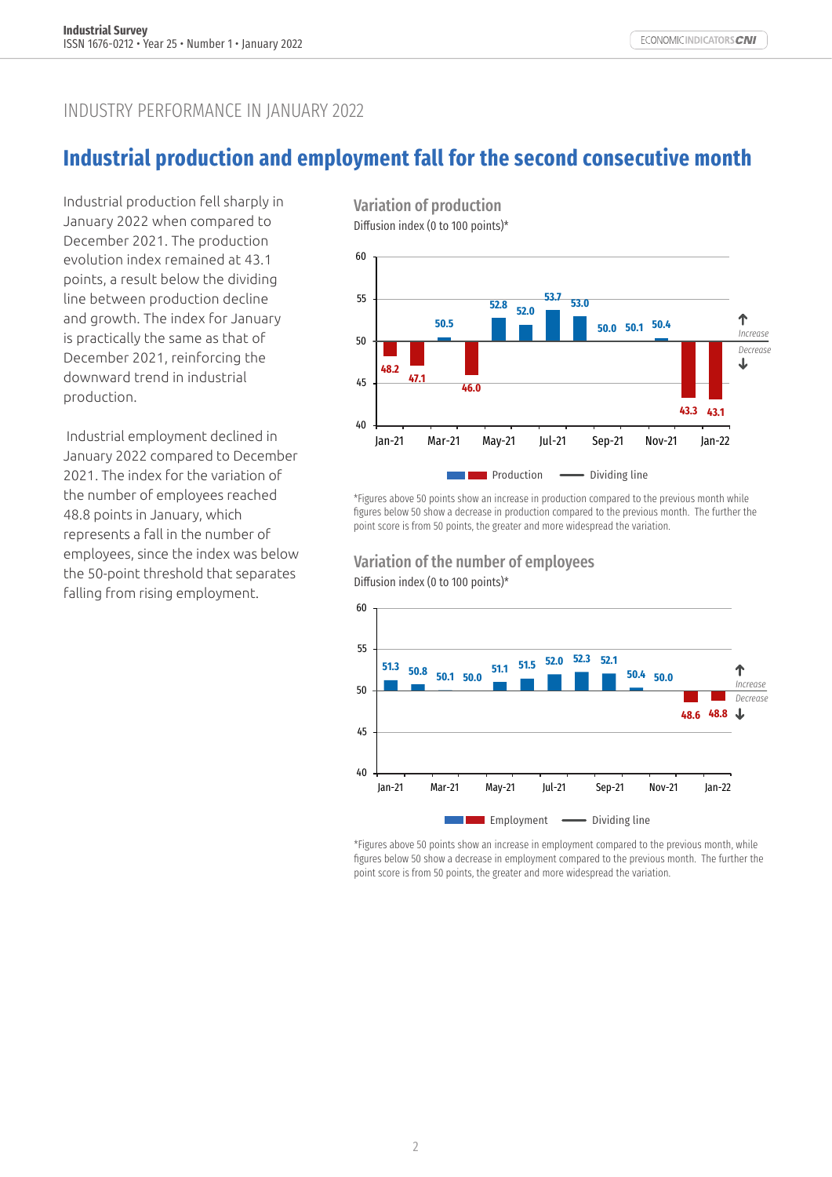## INDUSTRY PERFORMANCE IN JANUARY 2022

# Industrial production and employment fall for the second consecutive month

Industrial production fell sharply in January 2022 when compared to December 2021. The production evolution index remained at 43.1 points, a result below the dividing line between production decline and growth. The index for January is practically the same as that of December 2021, reinforcing the downward trend in industrial production.

Industrial employment declined in January 2022 compared to December 2021. The index for the variation of the number of employees reached 48.8 points in January, which represents a fall in the number of employees, since the index was below the 50-point threshold that separates falling from rising employment.

### Variation of production

Diffusion index (0 to 100 points)*

| Month | Production |
|---|---|
| Jan-21 | 48.2 |
| Feb-21 | 47.1 |
| Mar-21 | 50.5 |
| Apr-21 | 46.0 |
| May-21 | 52.8 |
| Jun-21 | 52.0 |
| Jul-21 | 53.7 |
| Aug-21 | 53.0 |
| Sep-21 | 50.0 |
| Oct-21 | 50.1 |
| Nov-21 | 50.4 |
| Dec-21 | 43.3 |
| Jan-22 | 43.1 |

↑ Increase / Decrease ↓

Production — Dividing line

*Figures above 50 points show an increase in production compared to the previous month while figures below 50 show a decrease in production compared to the previous month. The further the point score is from 50 points, the greater and more widespread the variation.

### Variation of the number of employees

Diffusion index (0 to 100 points)*

| Month | Employment |
|---|---|
| Jan-21 | 51.3 |
| Feb-21 | 50.8 |
| Mar-21 | 50.1 |
| Apr-21 | 50.0 |
| May-21 | 51.1 |
| Jun-21 | 51.5 |
| Jul-21 | 52.0 |
| Aug-21 | 52.3 |
| Sep-21 | 52.1 |
| Oct-21 | 50.4 |
| Nov-21 | 50.0 |
| Dec-21 | 48.6 |
| Jan-22 | 48.8 |

↑ Increase / Decrease ↓

Employment — Dividing line

*Figures above 50 points show an increase in employment compared to the previous month, while figures below 50 show a decrease in employment compared to the previous month. The further the point score is from 50 points, the greater and more widespread the variation.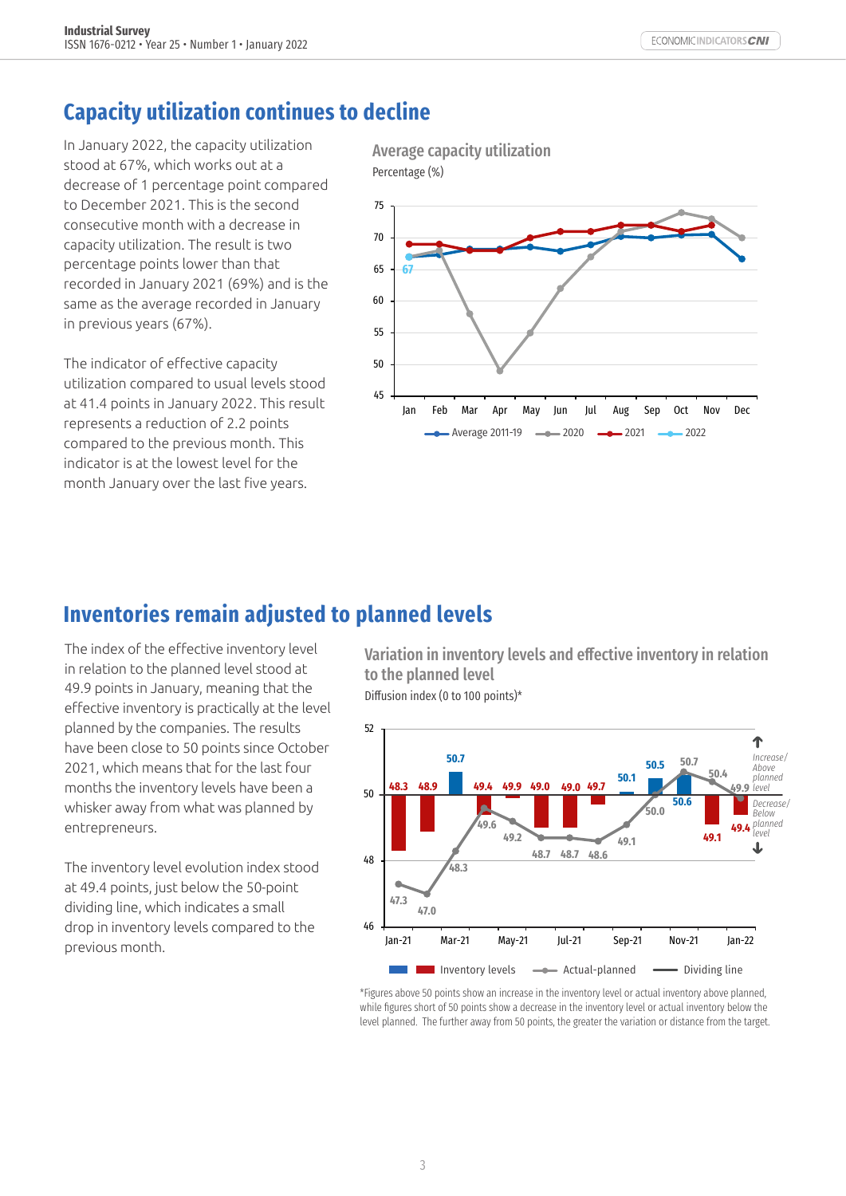## Capacity utilization continues to decline

In January 2022, the capacity utilization stood at 67%, which works out at a decrease of 1 percentage point compared to December 2021. This is the second consecutive month with a decrease in capacity utilization. The result is two percentage points lower than that recorded in January 2021 (69%) and is the same as the average recorded in January in previous years (67%).

The indicator of effective capacity utilization compared to usual levels stood at 41.4 points in January 2022. This result represents a reduction of 2.2 points compared to the previous month. This indicator is at the lowest level for the month January over the last five years.

**Average capacity utilization**

Percentage (%)

## Inventories remain adjusted to planned levels

The index of the effective inventory level in relation to the planned level stood at 49.9 points in January, meaning that the effective inventory is practically at the level planned by the companies. The results have been close to 50 points since October 2021, which means that for the last four months the inventory levels have been a whisker away from what was planned by entrepreneurs.

The inventory level evolution index stood at 49.4 points, just below the 50-point dividing line, which indicates a small drop in inventory levels compared to the previous month.

**Variation in inventory levels and effective inventory in relation to the planned level**

Diffusion index (0 to 100 points)*

*Figures above 50 points show an increase in the inventory level or actual inventory above planned, while figures short of 50 points show a decrease in the inventory level or actual inventory below the level planned. The further away from 50 points, the greater the variation or distance from the target.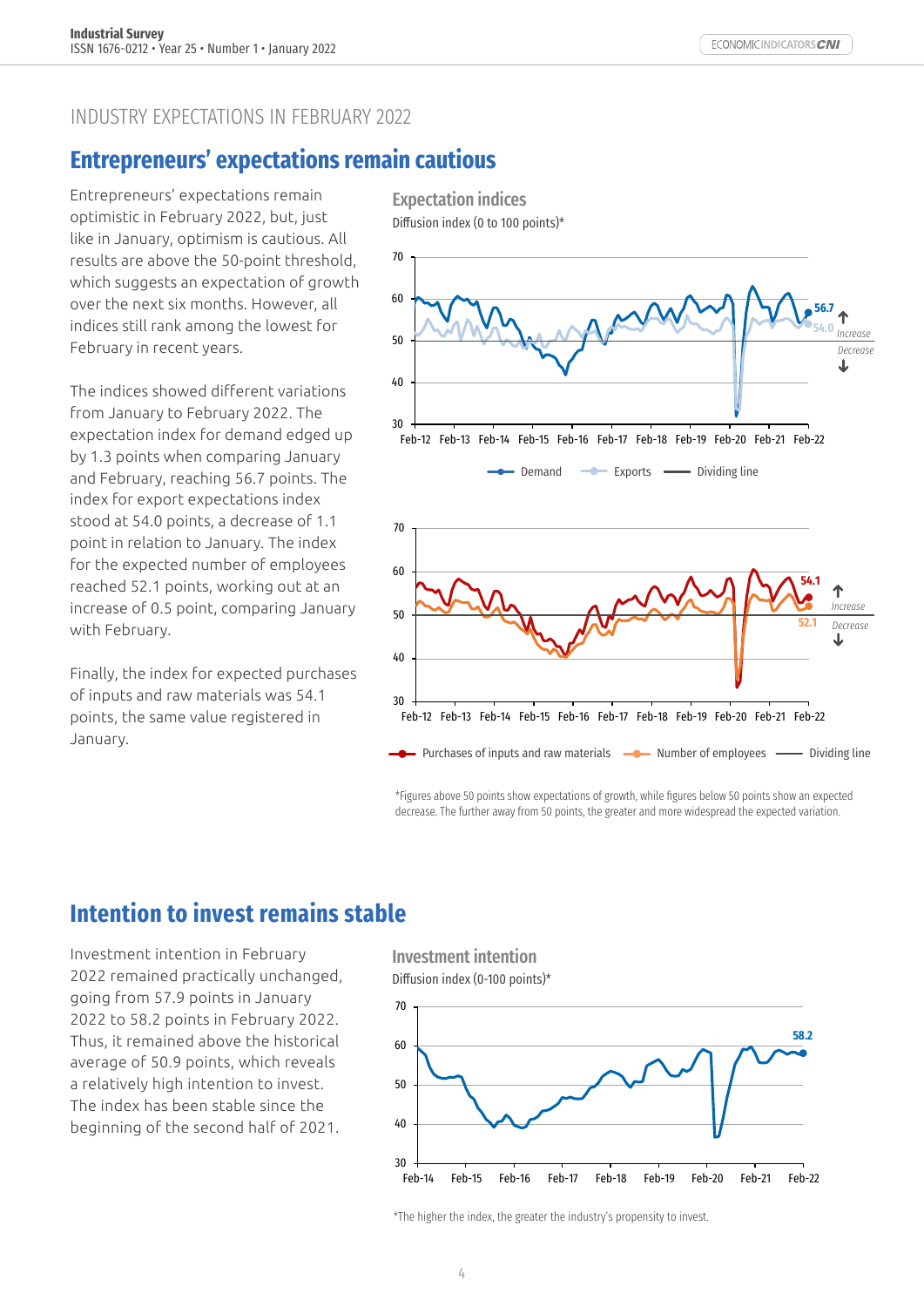INDUSTRY EXPECTATIONS IN FEBRUARY 2022

## Entrepreneurs' expectations remain cautious

Entrepreneurs' expectations remain optimistic in February 2022, but, just like in January, optimism is cautious. All results are above the 50-point threshold, which suggests an expectation of growth over the next six months. However, all indices still rank among the lowest for February in recent years.

The indices showed different variations from January to February 2022. The expectation index for demand edged up by 1.3 points when comparing January and February, reaching 56.7 points. The index for export expectations index stood at 54.0 points, a decrease of 1.1 point in relation to January. The index for the expected number of employees reached 52.1 points, working out at an increase of 0.5 point, comparing January with February.

Finally, the index for expected purchases of inputs and raw materials was 54.1 points, the same value registered in January.

### Expectation indices

Diffusion index (0 to 100 points)*

*Figures above 50 points show expectations of growth, while figures below 50 points show an expected decrease. The further away from 50 points, the greater and more widespread the expected variation.

## Intention to invest remains stable

Investment intention in February 2022 remained practically unchanged, going from 57.9 points in January 2022 to 58.2 points in February 2022. Thus, it remained above the historical average of 50.9 points, which reveals a relatively high intention to invest. The index has been stable since the beginning of the second half of 2021.

### Investment intention

Diffusion index (0-100 points)*

*The higher the index, the greater the industry's propensity to invest.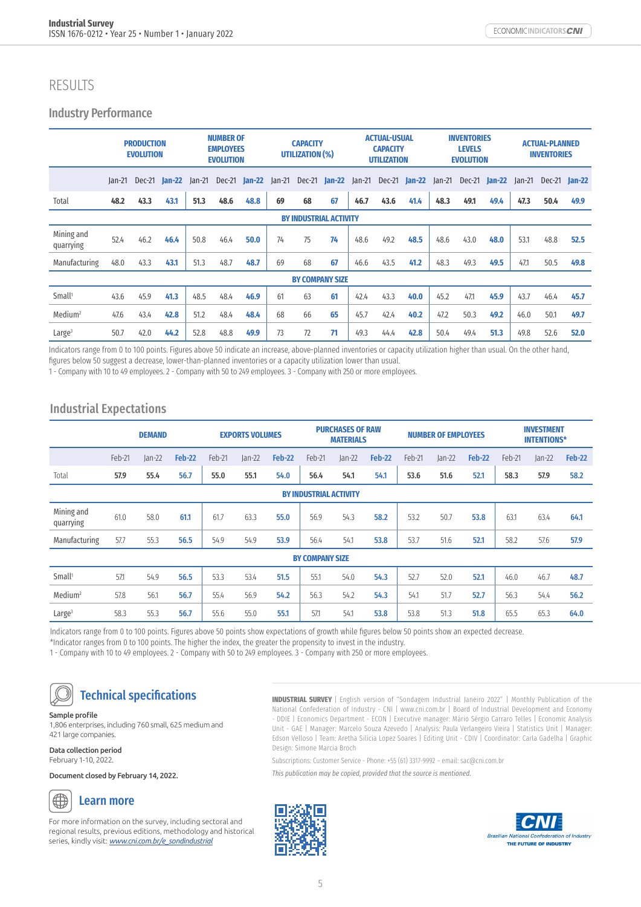# RESULTS

## Industry Performance

| | PRODUCTION EVOLUTION | | | NUMBER OF EMPLOYEES EVOLUTION | | | CAPACITY UTILIZATION (%) | | | ACTUAL-USUAL CAPACITY UTILIZATION | | | INVENTORIES LEVELS EVOLUTION | | | ACTUAL-PLANNED INVENTORIES | | |
|---|---|---|---|---|---|---|---|---|---|---|---|---|---|---|---|---|---|---|
| | Jan-21 | Dec-21 | **Jan-22** | Jan-21 | Dec-21 | **Jan-22** | Jan-21 | Dec-21 | **Jan-22** | Jan-21 | Dec-21 | **Jan-22** | Jan-21 | Dec-21 | **Jan-22** | Jan-21 | Dec-21 | **Jan-22** |
| Total | **48.2** | **43.3** | **43.1** | **51.3** | **48.6** | **48.8** | **69** | **68** | **67** | **46.7** | **43.6** | **41.4** | **48.3** | **49.1** | **49.4** | **47.3** | **50.4** | **49.9** |
| **BY INDUSTRIAL ACTIVITY** | | | | | | | | | | | | | | | | | | |
| Mining and quarrying | 52.4 | 46.2 | **46.4** | 50.8 | 46.4 | **50.0** | 74 | 75 | **74** | 48.6 | 49.2 | **48.5** | 48.6 | 43.0 | **48.0** | 53.1 | 48.8 | **52.5** |
| Manufacturing | 48.0 | 43.3 | **43.1** | 51.3 | 48.7 | **48.7** | 69 | 68 | **67** | 46.6 | 43.5 | **41.2** | 48.3 | 49.3 | **49.5** | 47.1 | 50.5 | **49.8** |
| **BY COMPANY SIZE** | | | | | | | | | | | | | | | | | | |
| Small[1] | 43.6 | 45.9 | **41.3** | 48.5 | 48.4 | **46.9** | 61 | 63 | **61** | 42.4 | 43.3 | **40.0** | 45.2 | 47.1 | **45.9** | 43.7 | 46.4 | **45.7** |
| Medium[2] | 47.6 | 43.4 | **42.8** | 51.2 | 48.4 | **48.4** | 68 | 66 | **65** | 45.7 | 42.4 | **40.2** | 47.2 | 50.3 | **49.2** | 46.0 | 50.1 | **49.7** |
| Large[3] | 50.7 | 42.0 | **44.2** | 52.8 | 48.8 | **49.9** | 73 | 72 | **71** | 49.3 | 44.4 | **42.8** | 50.4 | 49.4 | **51.3** | 49.8 | 52.6 | **52.0** |

Indicators range from 0 to 100 points. Figures above 50 indicate an increase, above-planned inventories or capacity utilization higher than usual. On the other hand, figures below 50 suggest a decrease, lower-than-planned inventories or a capacity utilization lower than usual.
1 - Company with 10 to 49 employees. 2 - Company with 50 to 249 employees. 3 - Company with 250 or more employees.

## Industrial Expectations

| | DEMAND | | | EXPORTS VOLUMES | | | PURCHASES OF RAW MATERIALS | | | NUMBER OF EMPLOYEES | | | INVESTMENT INTENTIONS* | | |
|---|---|---|---|---|---|---|---|---|---|---|---|---|---|---|---|
| | Feb-21 | Jan-22 | **Feb-22** | Feb-21 | Jan-22 | **Feb-22** | Feb-21 | Jan-22 | **Feb-22** | Feb-21 | Jan-22 | **Feb-22** | Feb-21 | Jan-22 | **Feb-22** |
| Total | **57.9** | **55.4** | **56.7** | **55.0** | **55.1** | **54.0** | **56.4** | **54.1** | **54.1** | **53.6** | **51.6** | **52.1** | **58.3** | **57.9** | **58.2** |
| **BY INDUSTRIAL ACTIVITY** | | | | | | | | | | | | | | | |
| Mining and quarrying | 61.0 | 58.0 | **61.1** | 61.7 | 63.3 | **55.0** | 56.9 | 54.3 | **58.2** | 53.2 | 50.7 | **53.8** | 63.1 | 63.4 | **64.1** |
| Manufacturing | 57.7 | 55.3 | **56.5** | 54.9 | 54.9 | **53.9** | 56.4 | 54.1 | **53.8** | 53.7 | 51.6 | **52.1** | 58.2 | 57.6 | **57.9** |
| **BY COMPANY SIZE** | | | | | | | | | | | | | | | |
| Small[1] | 57.1 | 54.9 | **56.5** | 53.3 | 53.4 | **51.5** | 55.1 | 54.0 | **54.3** | 52.7 | 52.0 | **52.1** | 46.0 | 46.7 | **48.7** |
| Medium[2] | 57.8 | 56.1 | **56.7** | 55.4 | 56.9 | **54.2** | 56.3 | 54.2 | **54.3** | 54.1 | 51.7 | **52.7** | 56.3 | 54.4 | **56.2** |
| Large[3] | 58.3 | 55.3 | **56.7** | 55.6 | 55.0 | **55.1** | 57.1 | 54.1 | **53.8** | 53.8 | 51.3 | **51.8** | 65.5 | 65.3 | **64.0** |

Indicators range from 0 to 100 points. Figures above 50 points show expectations of growth while figures below 50 points show an expected decrease.
*Indicator ranges from 0 to 100 points. The higher the index, the greater the propensity to invest in the industry.
1 - Company with 10 to 49 employees. 2 - Company with 50 to 249 employees. 3 - Company with 250 or more employees.

## Technical specifications

**Sample profile**
1,806 enterprises, including 760 small, 625 medium and 421 large companies.

**Data collection period**
February 1-10, 2022.

**Document closed by February 14, 2022.**

## Learn more

For more information on the survey, including sectoral and regional results, previous editions, methodology and historical series, kindly visit: *www.cni.com.br/e_sondindustrial*

**INDUSTRIAL SURVEY** | English version of "Sondagem Industrial Janeiro 2022" | Monthly Publication of the National Confederation of Industry - CNI | www.cni.com.br | Board of Industrial Development and Economy - DDIE | Economics Department - ECON | Executive manager: Mário Sérgio Carraro Telles | Economic Analysis Unit - GAE | Manager: Marcelo Souza Azevedo | Analysis: Paula Verlangeiro Vieira | Statistics Unit | Manager: Edson Velloso | Team: Aretha Silicia Lopez Soares | Editing Unit - CDIV | Coordinator: Carla Gadelha | Graphic Design: Simone Marcia Broch

Subscriptions: Customer Service - Phone: +55 (61) 3317-9992 – email: sac@cni.com.br

*This publication may be copied, provided that the source is mentioned.*

CNI
Brazilian National Confederation of Industry
THE FUTURE OF INDUSTRY